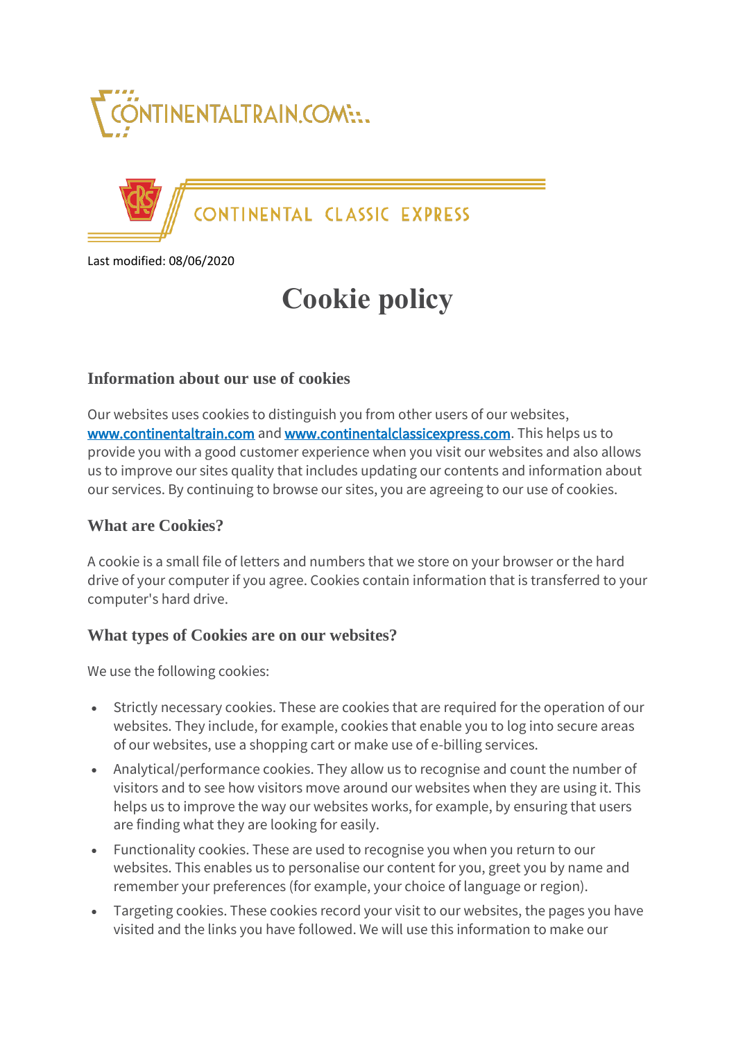CONTINENTALTRAIN.COM

CONTINENTAL CLASSIC EXPRESS

Last modified: 08/06/2020

# Cookie policy

### Information about our use of cookies

Our websites uses cookies to distinguish you from other users of our websites, [www.continentaltrain.com](http://www.continentaltrain.com) and [www.continentalclassicexpress.com](http://www.continentalclassicexpress.com). This helps us to provide you with a good customer experience when you visit our websites and also allows us to improve our sites quality that includes updating our contents and information about our services. By continuing to browse our sites, you are agreeing to our use of cookies.

### What are Cookies?

A cookie is a small file of letters and numbers that we store on your browser or the hard drive of your computer if you agree. Cookies contain information that is transferred to your computer's hard drive.

### What types of Cookies are on our websites?

We use the following cookies:

- Strictly necessary cookies. These are cookies that are required for the operation of our websites. They include, for example, cookies that enable you to log into secure areas of our websites, use a shopping cart or make use of e-billing services.
- Analytical/performance cookies. They allow us to recognise and count the number of visitors and to see how visitors move around our websites when they are using it. This helps us to improve the way our websites works, for example, by ensuring that users are finding what they are looking for easily.
- Functionality cookies. These are used to recognise you when you return to our websites. This enables us to personalise our content for you, greet you by name and remember your preferences (for example, your choice of language or region).
- Targeting cookies. These cookies record your visit to our websites, the pages you have visited and the links you have followed. We will use this information to make our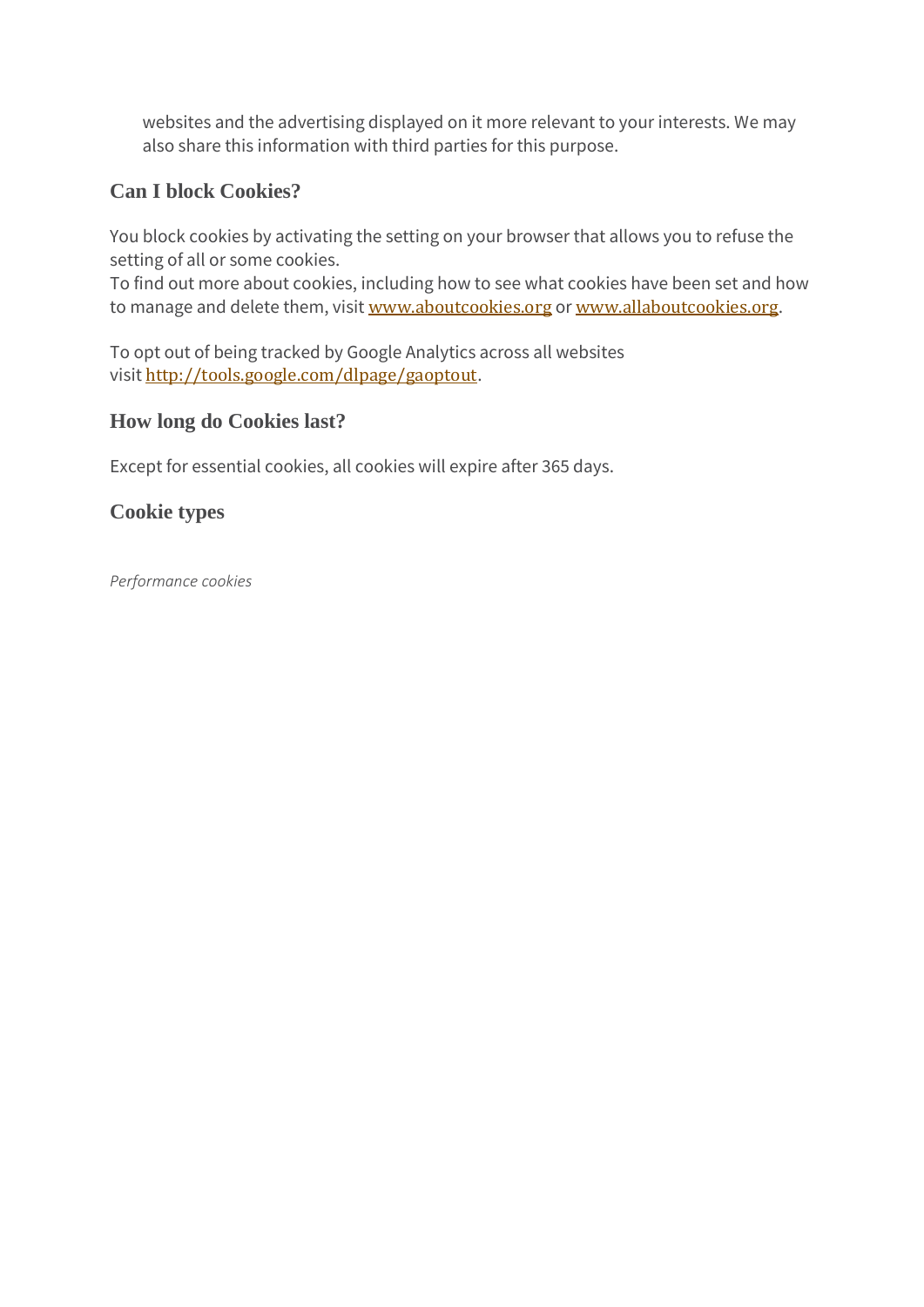websites and the advertising displayed on it more relevant to your interests. We may also share this information with third parties for this purpose.

## Can I block Cookies?

You block cookies by activating the setting on your browser that allows you to refuse the setting of all or some cookies.
To find out more about cookies, including how to see what cookies have been set and how to manage and delete them, visit [www.aboutcookies.org](http://www.aboutcookies.org) or [www.allaboutcookies.org](http://www.allaboutcookies.org).

To opt out of being tracked by Google Analytics across all websites visit [http://tools.google.com/dlpage/gaoptout](http://tools.google.com/dlpage/gaoptout).

## How long do Cookies last?

Except for essential cookies, all cookies will expire after 365 days.

## Cookie types

*Performance cookies*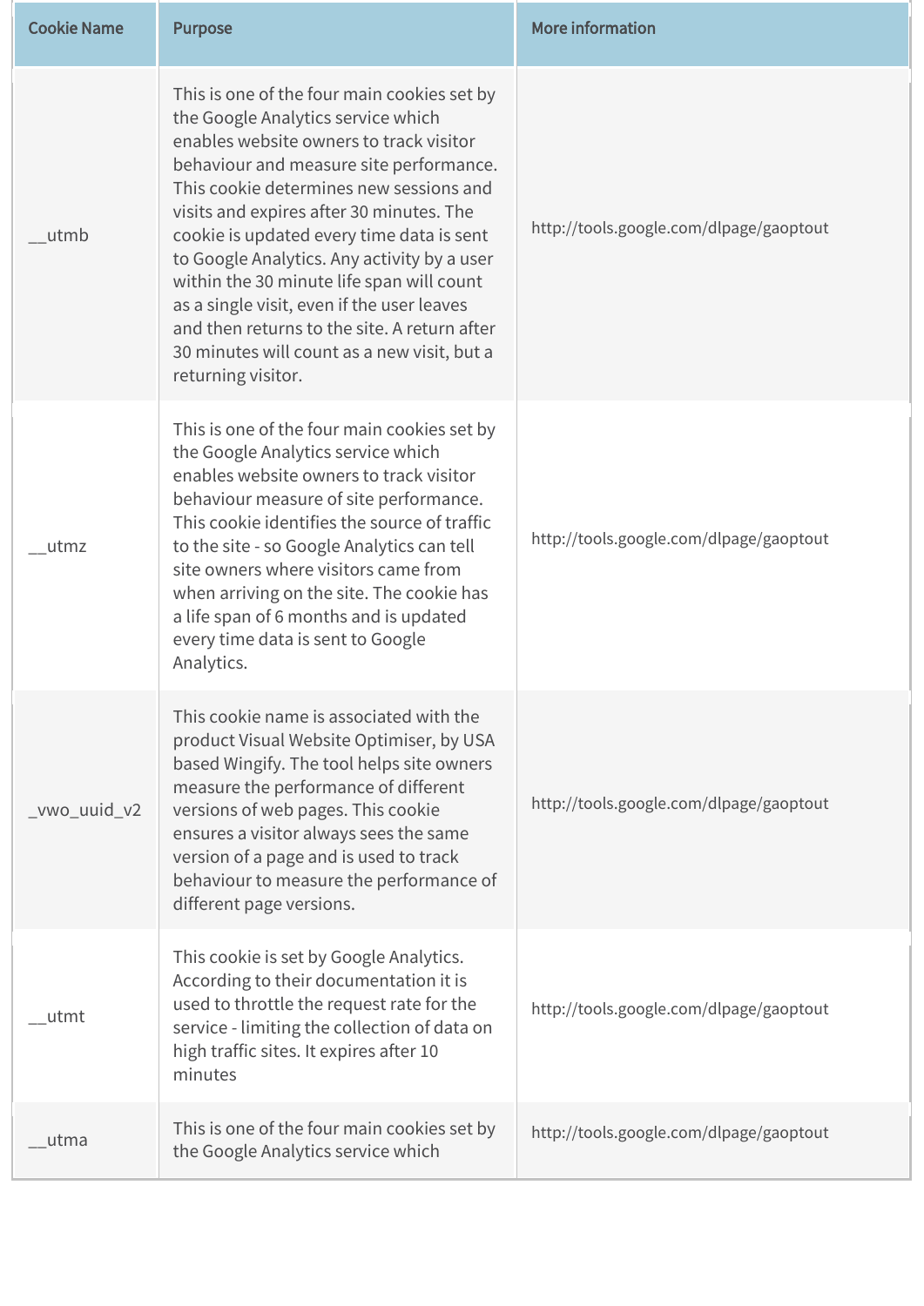| Cookie Name | Purpose | More information |
| --- | --- | --- |
| __utmb | This is one of the four main cookies set by the Google Analytics service which enables website owners to track visitor behaviour and measure site performance. This cookie determines new sessions and visits and expires after 30 minutes. The cookie is updated every time data is sent to Google Analytics. Any activity by a user within the 30 minute life span will count as a single visit, even if the user leaves and then returns to the site. A return after 30 minutes will count as a new visit, but a returning visitor. | http://tools.google.com/dlpage/gaoptout |
| __utmz | This is one of the four main cookies set by the Google Analytics service which enables website owners to track visitor behaviour measure of site performance. This cookie identifies the source of traffic to the site - so Google Analytics can tell site owners where visitors came from when arriving on the site. The cookie has a life span of 6 months and is updated every time data is sent to Google Analytics. | http://tools.google.com/dlpage/gaoptout |
| _vwo_uuid_v2 | This cookie name is associated with the product Visual Website Optimiser, by USA based Wingify. The tool helps site owners measure the performance of different versions of web pages. This cookie ensures a visitor always sees the same version of a page and is used to track behaviour to measure the performance of different page versions. | http://tools.google.com/dlpage/gaoptout |
| __utmt | This cookie is set by Google Analytics. According to their documentation it is used to throttle the request rate for the service - limiting the collection of data on high traffic sites. It expires after 10 minutes | http://tools.google.com/dlpage/gaoptout |
| __utma | This is one of the four main cookies set by the Google Analytics service which | http://tools.google.com/dlpage/gaoptout |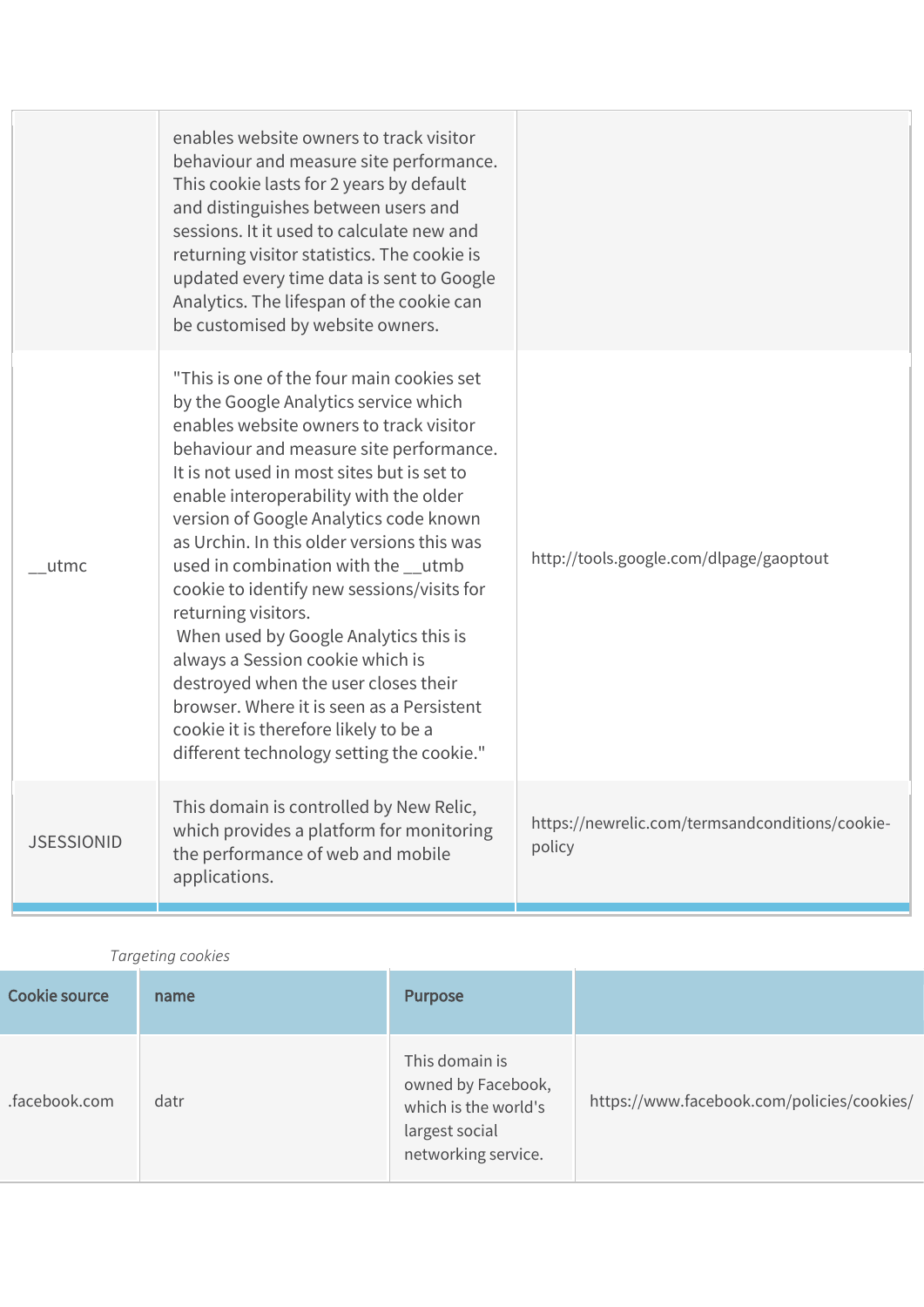| | | |
|---|---|---|
| | enables website owners to track visitor behaviour and measure site performance. This cookie lasts for 2 years by default and distinguishes between users and sessions. It it used to calculate new and returning visitor statistics. The cookie is updated every time data is sent to Google Analytics. The lifespan of the cookie can be customised by website owners. | |
| __utmc | "This is one of the four main cookies set by the Google Analytics service which enables website owners to track visitor behaviour and measure site performance. It is not used in most sites but is set to enable interoperability with the older version of Google Analytics code known as Urchin. In this older versions this was used in combination with the __utmb cookie to identify new sessions/visits for returning visitors. When used by Google Analytics this is always a Session cookie which is destroyed when the user closes their browser. Where it is seen as a Persistent cookie it is therefore likely to be a different technology setting the cookie." | http://tools.google.com/dlpage/gaoptout |
| JSESSIONID | This domain is controlled by New Relic, which provides a platform for monitoring the performance of web and mobile applications. | https://newrelic.com/termsandconditions/cookie-policy |

*Targeting cookies*

| Cookie source | name | Purpose | |
|---|---|---|---|
| .facebook.com | datr | This domain is owned by Facebook, which is the world's largest social networking service. | https://www.facebook.com/policies/cookies/ |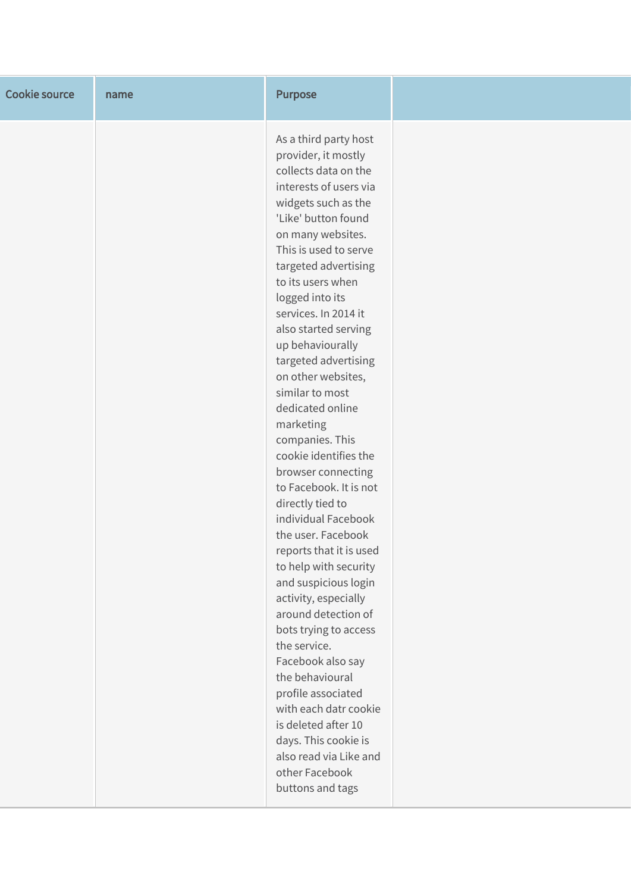| Cookie source | name | Purpose | |
| --- | --- | --- | --- |
| | | As a third party host provider, it mostly collects data on the interests of users via widgets such as the 'Like' button found on many websites. This is used to serve targeted advertising to its users when logged into its services. In 2014 it also started serving up behaviourally targeted advertising on other websites, similar to most dedicated online marketing companies. This cookie identifies the browser connecting to Facebook. It is not directly tied to individual Facebook the user. Facebook reports that it is used to help with security and suspicious login activity, especially around detection of bots trying to access the service. Facebook also say the behavioural profile associated with each datr cookie is deleted after 10 days. This cookie is also read via Like and other Facebook buttons and tags | |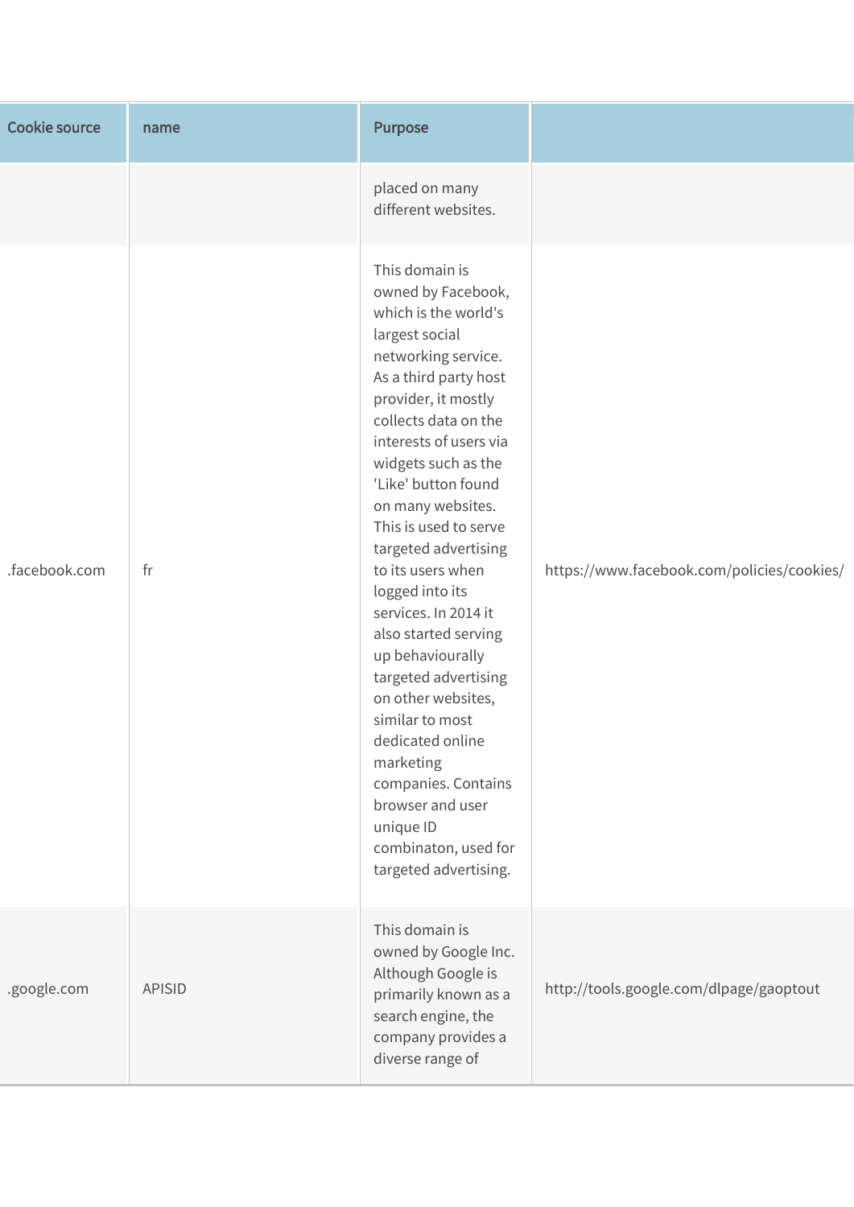| Cookie source | name | Purpose | |
|---|---|---|---|
| | | placed on many different websites. | |
| .facebook.com | fr | This domain is owned by Facebook, which is the world's largest social networking service. As a third party host provider, it mostly collects data on the interests of users via widgets such as the 'Like' button found on many websites. This is used to serve targeted advertising to its users when logged into its services. In 2014 it also started serving up behaviourally targeted advertising on other websites, similar to most dedicated online marketing companies. Contains browser and user unique ID combinaton, used for targeted advertising. | https://www.facebook.com/policies/cookies/ |
| .google.com | APISID | This domain is owned by Google Inc. Although Google is primarily known as a search engine, the company provides a diverse range of | http://tools.google.com/dlpage/gaoptout |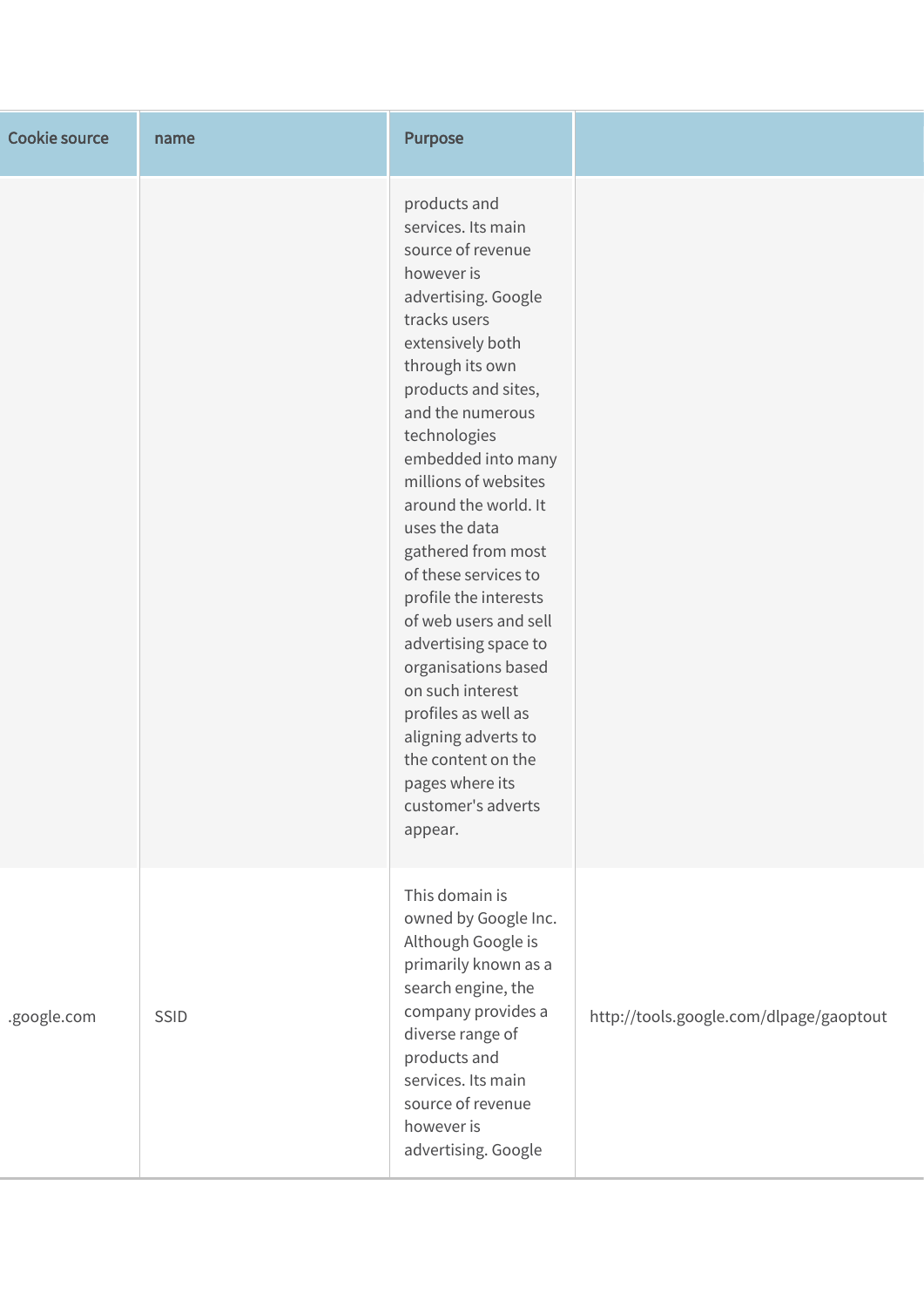| Cookie source | name | Purpose | |
|---|---|---|---|
| | | products and services. Its main source of revenue however is advertising. Google tracks users extensively both through its own products and sites, and the numerous technologies embedded into many millions of websites around the world. It uses the data gathered from most of these services to profile the interests of web users and sell advertising space to organisations based on such interest profiles as well as aligning adverts to the content on the pages where its customer's adverts appear. | |
| .google.com | SSID | This domain is owned by Google Inc. Although Google is primarily known as a search engine, the company provides a diverse range of products and services. Its main source of revenue however is advertising. Google | http://tools.google.com/dlpage/gaoptout |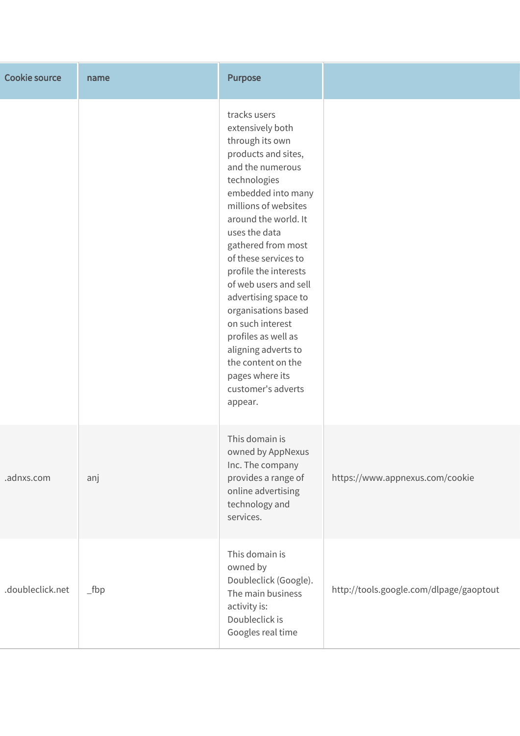| Cookie source | name | Purpose | |
| --- | --- | --- | --- |
| | | tracks users extensively both through its own products and sites, and the numerous technologies embedded into many millions of websites around the world. It uses the data gathered from most of these services to profile the interests of web users and sell advertising space to organisations based on such interest profiles as well as aligning adverts to the content on the pages where its customer's adverts appear. | |
| .adnxs.com | anj | This domain is owned by AppNexus Inc. The company provides a range of online advertising technology and services. | https://www.appnexus.com/cookie |
| .doubleclick.net | _fbp | This domain is owned by Doubleclick (Google). The main business activity is: Doubleclick is Googles real time | http://tools.google.com/dlpage/gaoptout |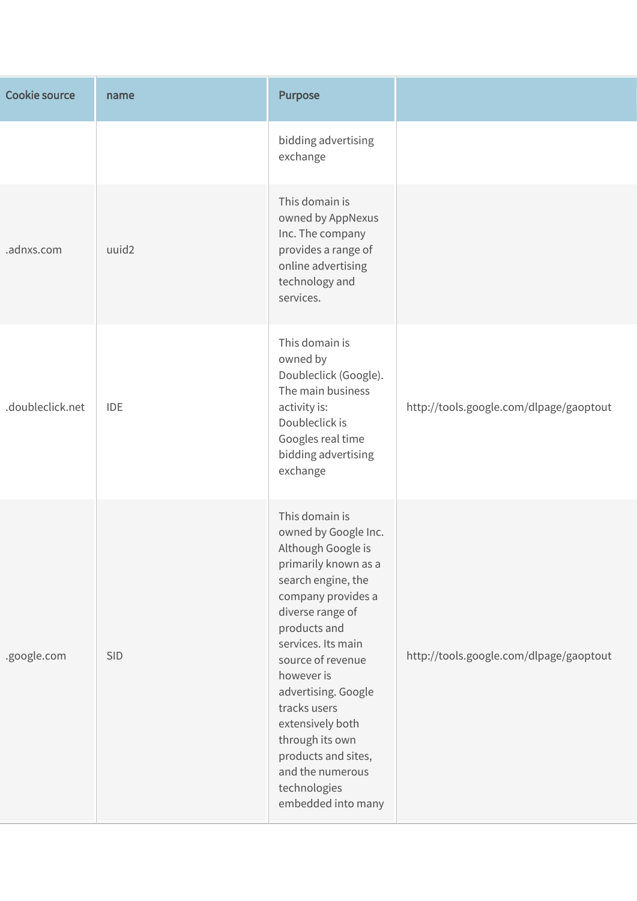| Cookie source | name | Purpose | |
|---|---|---|---|
| | | bidding advertising exchange | |
| .adnxs.com | uuid2 | This domain is owned by AppNexus Inc. The company provides a range of online advertising technology and services. | |
| .doubleclick.net | IDE | This domain is owned by Doubleclick (Google). The main business activity is: Doubleclick is Googles real time bidding advertising exchange | http://tools.google.com/dlpage/gaoptout |
| .google.com | SID | This domain is owned by Google Inc. Although Google is primarily known as a search engine, the company provides a diverse range of products and services. Its main source of revenue however is advertising. Google tracks users extensively both through its own products and sites, and the numerous technologies embedded into many | http://tools.google.com/dlpage/gaoptout |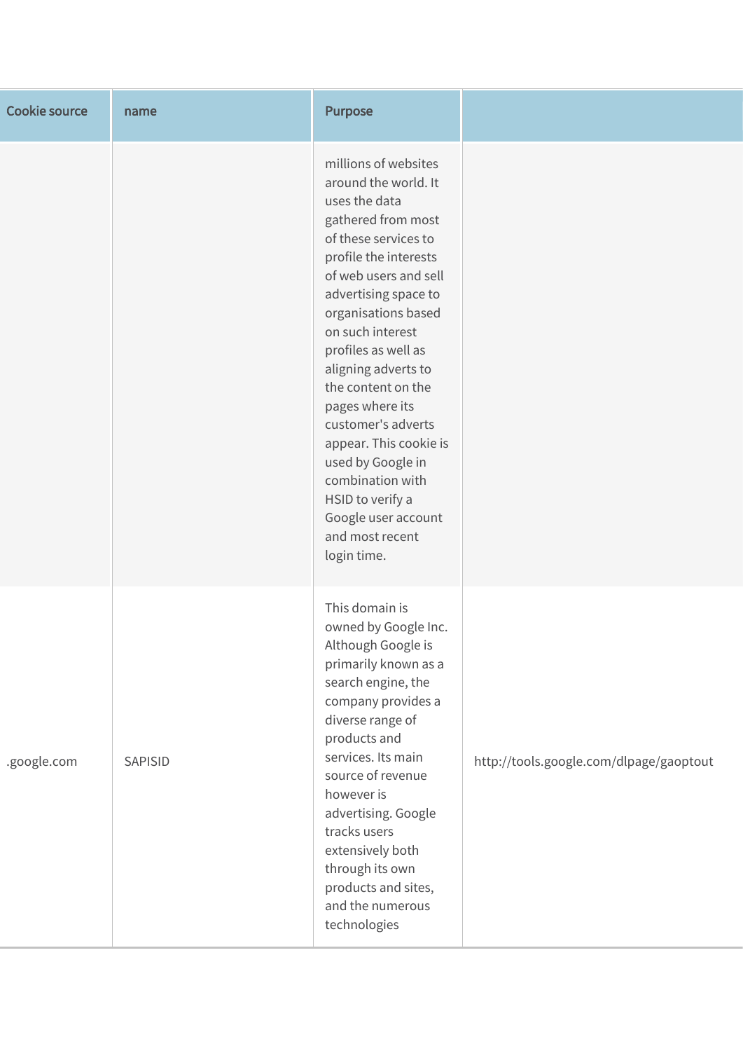| Cookie source | name | Purpose | |
|---|---|---|---|
| | | millions of websites around the world. It uses the data gathered from most of these services to profile the interests of web users and sell advertising space to organisations based on such interest profiles as well as aligning adverts to the content on the pages where its customer's adverts appear. This cookie is used by Google in combination with HSID to verify a Google user account and most recent login time. | |
| .google.com | SAPISID | This domain is owned by Google Inc. Although Google is primarily known as a search engine, the company provides a diverse range of products and services. Its main source of revenue however is advertising. Google tracks users extensively both through its own products and sites, and the numerous technologies | http://tools.google.com/dlpage/gaoptout |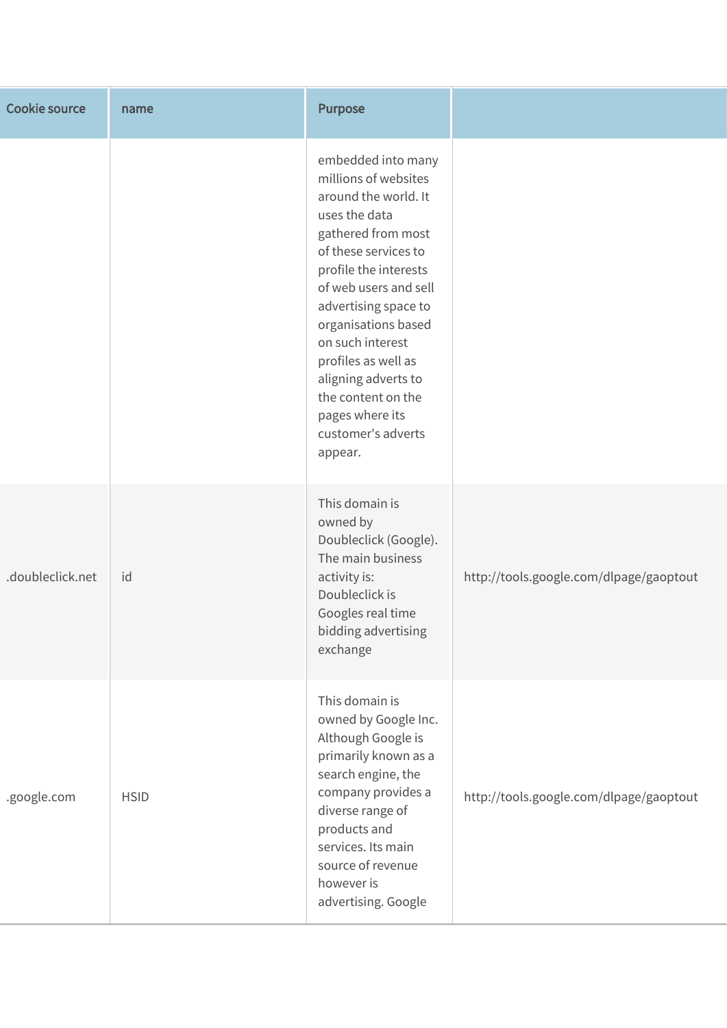| Cookie source | name | Purpose | |
|---|---|---|---|
| | | embedded into many millions of websites around the world. It uses the data gathered from most of these services to profile the interests of web users and sell advertising space to organisations based on such interest profiles as well as aligning adverts to the content on the pages where its customer's adverts appear. | |
| .doubleclick.net | id | This domain is owned by Doubleclick (Google). The main business activity is: Doubleclick is Googles real time bidding advertising exchange | http://tools.google.com/dlpage/gaoptout |
| .google.com | HSID | This domain is owned by Google Inc. Although Google is primarily known as a search engine, the company provides a diverse range of products and services. Its main source of revenue however is advertising. Google | http://tools.google.com/dlpage/gaoptout |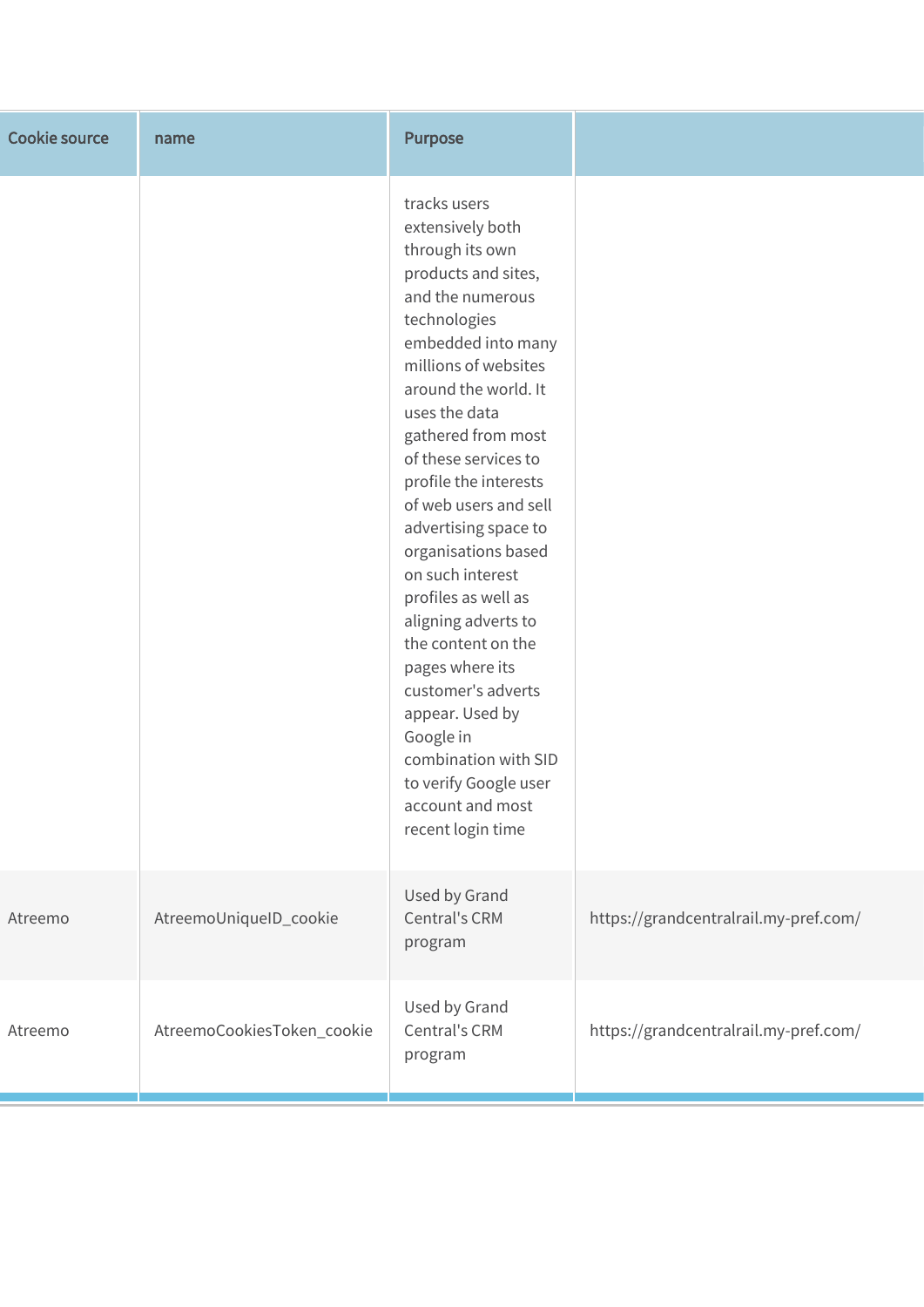| Cookie source | name | Purpose | |
|---|---|---|---|
| | | tracks users extensively both through its own products and sites, and the numerous technologies embedded into many millions of websites around the world. It uses the data gathered from most of these services to profile the interests of web users and sell advertising space to organisations based on such interest profiles as well as aligning adverts to the content on the pages where its customer's adverts appear. Used by Google in combination with SID to verify Google user account and most recent login time | |
| Atreemo | AtreemoUniqueID_cookie | Used by Grand Central's CRM program | https://grandcentralrail.my-pref.com/ |
| Atreemo | AtreemoCookiesToken_cookie | Used by Grand Central's CRM program | https://grandcentralrail.my-pref.com/ |